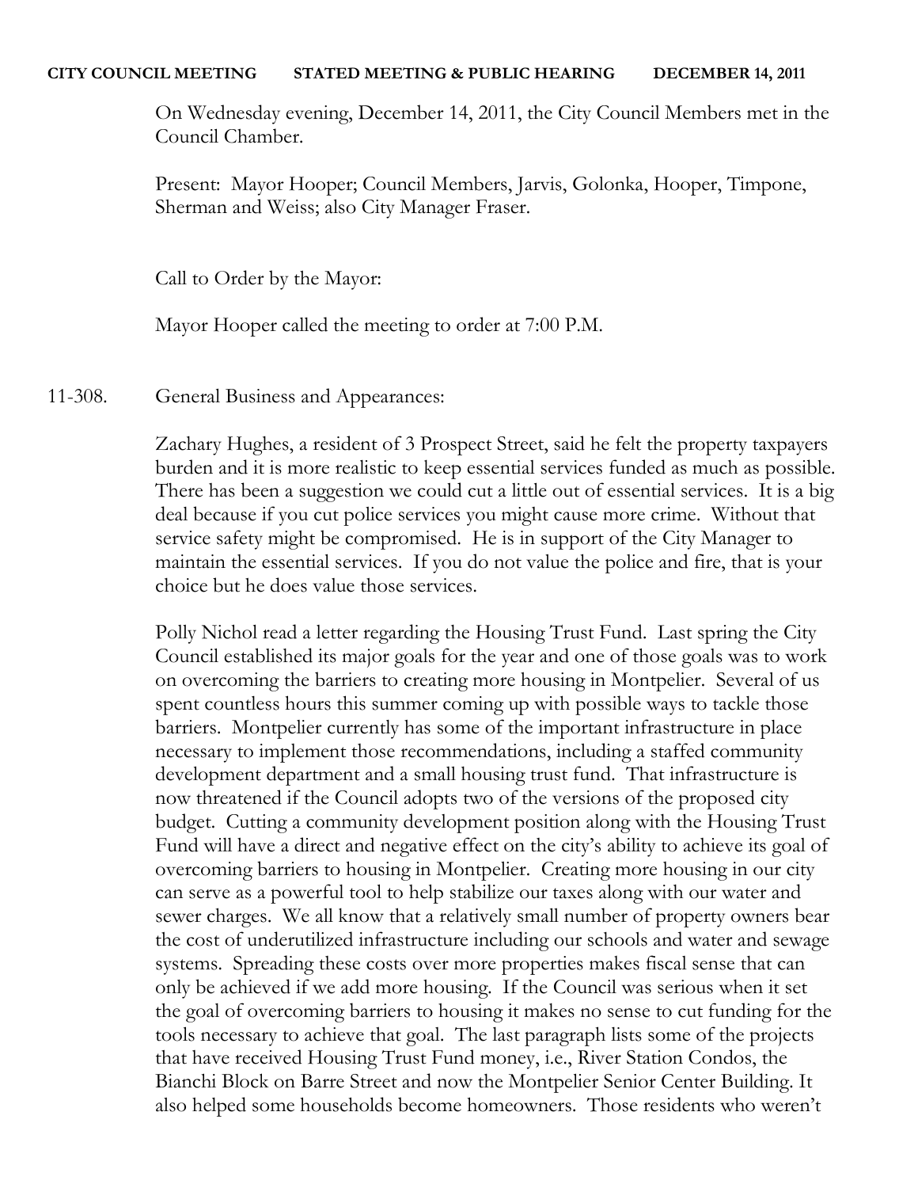**CITY COUNCIL MEETING STATED MEETING & PUBLIC HEARING DECEMBER 14, 2011**

On Wednesday evening, December 14, 2011, the City Council Members met in the Council Chamber.

Present: Mayor Hooper; Council Members, Jarvis, Golonka, Hooper, Timpone, Sherman and Weiss; also City Manager Fraser.

Call to Order by the Mayor:

Mayor Hooper called the meeting to order at 7:00 P.M.

11-308. General Business and Appearances:

Zachary Hughes, a resident of 3 Prospect Street, said he felt the property taxpayers burden and it is more realistic to keep essential services funded as much as possible. There has been a suggestion we could cut a little out of essential services. It is a big deal because if you cut police services you might cause more crime. Without that service safety might be compromised. He is in support of the City Manager to maintain the essential services. If you do not value the police and fire, that is your choice but he does value those services.

Polly Nichol read a letter regarding the Housing Trust Fund. Last spring the City Council established its major goals for the year and one of those goals was to work on overcoming the barriers to creating more housing in Montpelier. Several of us spent countless hours this summer coming up with possible ways to tackle those barriers. Montpelier currently has some of the important infrastructure in place necessary to implement those recommendations, including a staffed community development department and a small housing trust fund. That infrastructure is now threatened if the Council adopts two of the versions of the proposed city budget. Cutting a community development position along with the Housing Trust Fund will have a direct and negative effect on the city's ability to achieve its goal of overcoming barriers to housing in Montpelier. Creating more housing in our city can serve as a powerful tool to help stabilize our taxes along with our water and sewer charges. We all know that a relatively small number of property owners bear the cost of underutilized infrastructure including our schools and water and sewage systems. Spreading these costs over more properties makes fiscal sense that can only be achieved if we add more housing. If the Council was serious when it set the goal of overcoming barriers to housing it makes no sense to cut funding for the tools necessary to achieve that goal. The last paragraph lists some of the projects that have received Housing Trust Fund money, i.e., River Station Condos, the Bianchi Block on Barre Street and now the Montpelier Senior Center Building. It also helped some households become homeowners. Those residents who weren't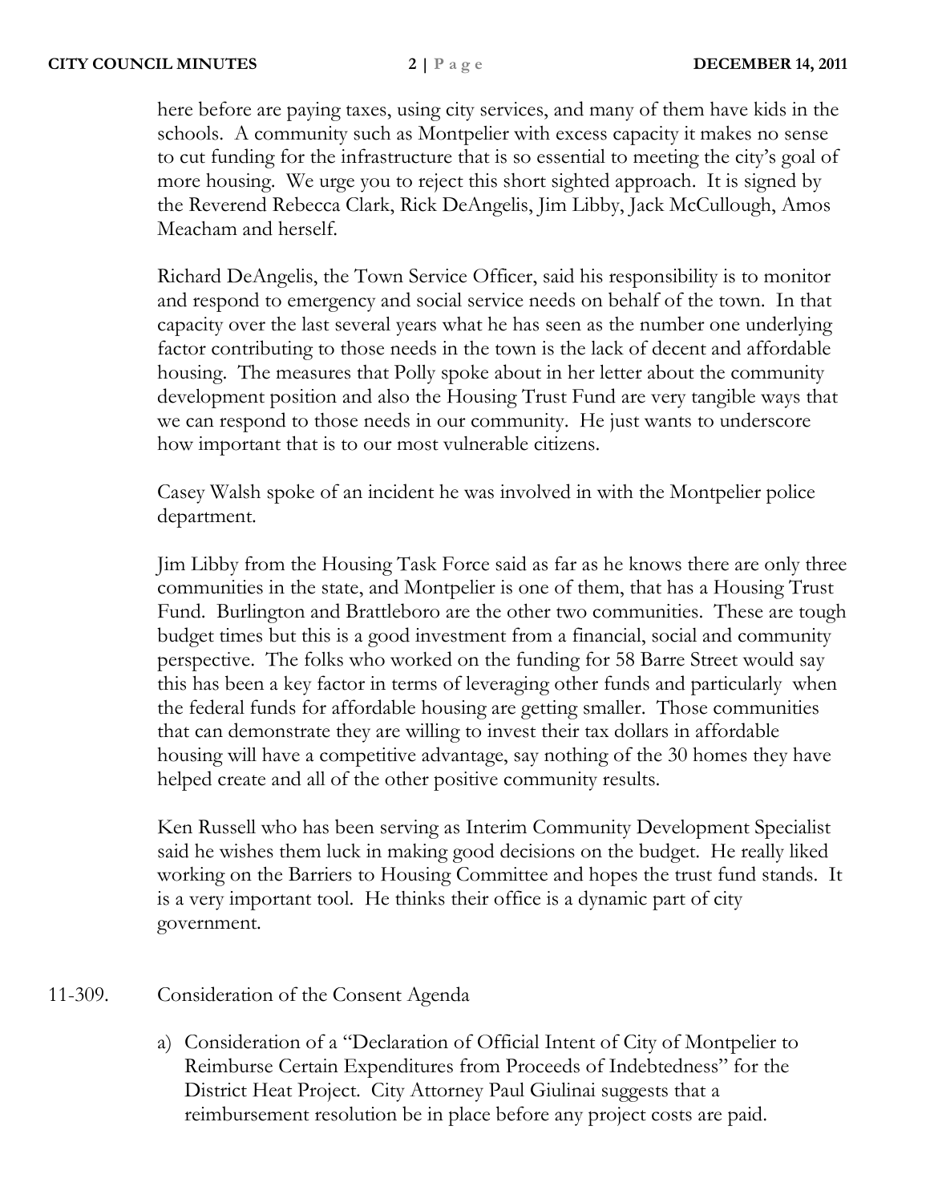here before are paying taxes, using city services, and many of them have kids in the schools. A community such as Montpelier with excess capacity it makes no sense to cut funding for the infrastructure that is so essential to meeting the city's goal of more housing. We urge you to reject this short sighted approach. It is signed by the Reverend Rebecca Clark, Rick DeAngelis, Jim Libby, Jack McCullough, Amos Meacham and herself.

Richard DeAngelis, the Town Service Officer, said his responsibility is to monitor and respond to emergency and social service needs on behalf of the town. In that capacity over the last several years what he has seen as the number one underlying factor contributing to those needs in the town is the lack of decent and affordable housing. The measures that Polly spoke about in her letter about the community development position and also the Housing Trust Fund are very tangible ways that we can respond to those needs in our community. He just wants to underscore how important that is to our most vulnerable citizens.

Casey Walsh spoke of an incident he was involved in with the Montpelier police department.

Jim Libby from the Housing Task Force said as far as he knows there are only three communities in the state, and Montpelier is one of them, that has a Housing Trust Fund. Burlington and Brattleboro are the other two communities. These are tough budget times but this is a good investment from a financial, social and community perspective. The folks who worked on the funding for 58 Barre Street would say this has been a key factor in terms of leveraging other funds and particularly when the federal funds for affordable housing are getting smaller. Those communities that can demonstrate they are willing to invest their tax dollars in affordable housing will have a competitive advantage, say nothing of the 30 homes they have helped create and all of the other positive community results.

Ken Russell who has been serving as Interim Community Development Specialist said he wishes them luck in making good decisions on the budget. He really liked working on the Barriers to Housing Committee and hopes the trust fund stands. It is a very important tool. He thinks their office is a dynamic part of city government.

11-309. Consideration of the Consent Agenda

a) Consideration of a "Declaration of Official Intent of City of Montpelier to Reimburse Certain Expenditures from Proceeds of Indebtedness" for the District Heat Project. City Attorney Paul Giulinai suggests that a reimbursement resolution be in place before any project costs are paid.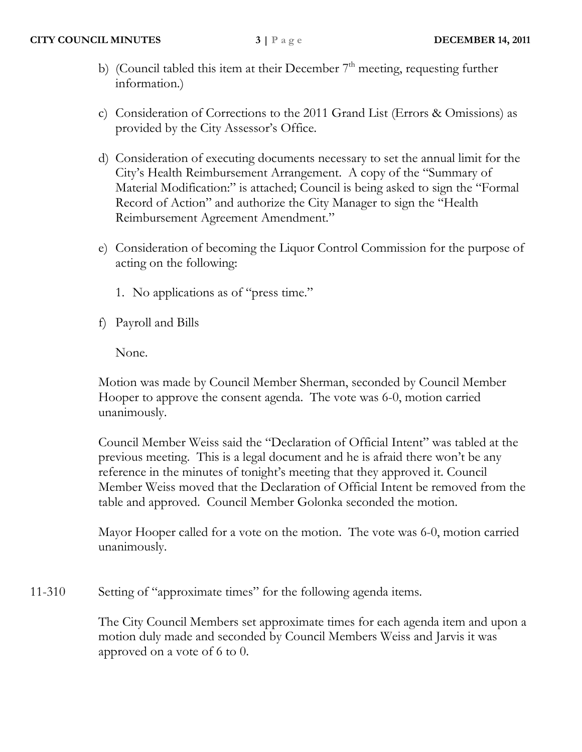b) (Council tabled this item at their December 7th meeting, requesting further information.)

c) Consideration of Corrections to the 2011 Grand List (Errors & Omissions) as provided by the City Assessor's Office.

d) Consideration of executing documents necessary to set the annual limit for the City's Health Reimbursement Arrangement. A copy of the "Summary of Material Modification:" is attached; Council is being asked to sign the "Formal Record of Action" and authorize the City Manager to sign the "Health Reimbursement Agreement Amendment."

e) Consideration of becoming the Liquor Control Commission for the purpose of acting on the following:

   1. No applications as of "press time."

f) Payroll and Bills

   None.

Motion was made by Council Member Sherman, seconded by Council Member Hooper to approve the consent agenda. The vote was 6-0, motion carried unanimously.

Council Member Weiss said the "Declaration of Official Intent" was tabled at the previous meeting. This is a legal document and he is afraid there won't be any reference in the minutes of tonight's meeting that they approved it. Council Member Weiss moved that the Declaration of Official Intent be removed from the table and approved. Council Member Golonka seconded the motion.

Mayor Hooper called for a vote on the motion. The vote was 6-0, motion carried unanimously.

11-310 Setting of "approximate times" for the following agenda items.

The City Council Members set approximate times for each agenda item and upon a motion duly made and seconded by Council Members Weiss and Jarvis it was approved on a vote of 6 to 0.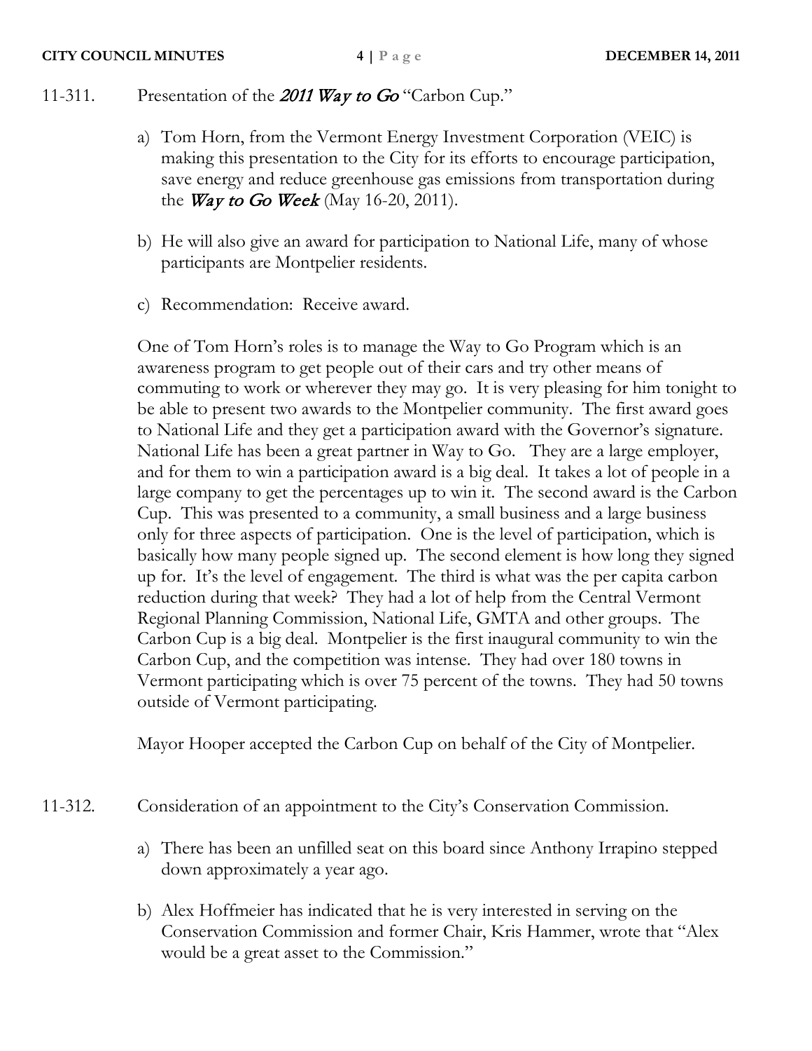11-311. Presentation of the ***2011 Way to Go*** "Carbon Cup."

a) Tom Horn, from the Vermont Energy Investment Corporation (VEIC) is making this presentation to the City for its efforts to encourage participation, save energy and reduce greenhouse gas emissions from transportation during the ***Way to Go Week*** (May 16-20, 2011).

b) He will also give an award for participation to National Life, many of whose participants are Montpelier residents.

c) Recommendation: Receive award.

One of Tom Horn's roles is to manage the Way to Go Program which is an awareness program to get people out of their cars and try other means of commuting to work or wherever they may go. It is very pleasing for him tonight to be able to present two awards to the Montpelier community. The first award goes to National Life and they get a participation award with the Governor's signature. National Life has been a great partner in Way to Go. They are a large employer, and for them to win a participation award is a big deal. It takes a lot of people in a large company to get the percentages up to win it. The second award is the Carbon Cup. This was presented to a community, a small business and a large business only for three aspects of participation. One is the level of participation, which is basically how many people signed up. The second element is how long they signed up for. It's the level of engagement. The third is what was the per capita carbon reduction during that week? They had a lot of help from the Central Vermont Regional Planning Commission, National Life, GMTA and other groups. The Carbon Cup is a big deal. Montpelier is the first inaugural community to win the Carbon Cup, and the competition was intense. They had over 180 towns in Vermont participating which is over 75 percent of the towns. They had 50 towns outside of Vermont participating.

Mayor Hooper accepted the Carbon Cup on behalf of the City of Montpelier.

11-312. Consideration of an appointment to the City's Conservation Commission.

a) There has been an unfilled seat on this board since Anthony Irrapino stepped down approximately a year ago.

b) Alex Hoffmeier has indicated that he is very interested in serving on the Conservation Commission and former Chair, Kris Hammer, wrote that "Alex would be a great asset to the Commission."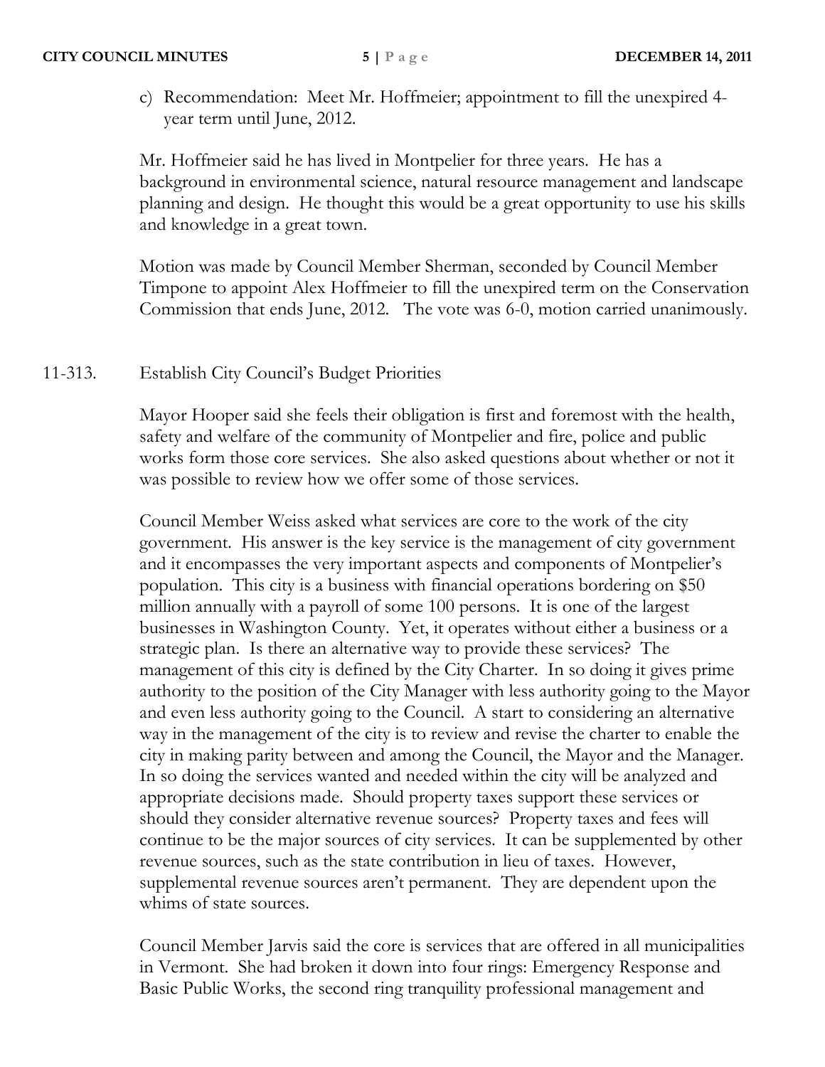c) Recommendation: Meet Mr. Hoffmeier; appointment to fill the unexpired 4-year term until June, 2012.

Mr. Hoffmeier said he has lived in Montpelier for three years. He has a background in environmental science, natural resource management and landscape planning and design. He thought this would be a great opportunity to use his skills and knowledge in a great town.

Motion was made by Council Member Sherman, seconded by Council Member Timpone to appoint Alex Hoffmeier to fill the unexpired term on the Conservation Commission that ends June, 2012. The vote was 6-0, motion carried unanimously.

11-313. Establish City Council's Budget Priorities

Mayor Hooper said she feels their obligation is first and foremost with the health, safety and welfare of the community of Montpelier and fire, police and public works form those core services. She also asked questions about whether or not it was possible to review how we offer some of those services.

Council Member Weiss asked what services are core to the work of the city government. His answer is the key service is the management of city government and it encompasses the very important aspects and components of Montpelier's population. This city is a business with financial operations bordering on $50 million annually with a payroll of some 100 persons. It is one of the largest businesses in Washington County. Yet, it operates without either a business or a strategic plan. Is there an alternative way to provide these services? The management of this city is defined by the City Charter. In so doing it gives prime authority to the position of the City Manager with less authority going to the Mayor and even less authority going to the Council. A start to considering an alternative way in the management of the city is to review and revise the charter to enable the city in making parity between and among the Council, the Mayor and the Manager. In so doing the services wanted and needed within the city will be analyzed and appropriate decisions made. Should property taxes support these services or should they consider alternative revenue sources? Property taxes and fees will continue to be the major sources of city services. It can be supplemented by other revenue sources, such as the state contribution in lieu of taxes. However, supplemental revenue sources aren't permanent. They are dependent upon the whims of state sources.

Council Member Jarvis said the core is services that are offered in all municipalities in Vermont. She had broken it down into four rings: Emergency Response and Basic Public Works, the second ring tranquility professional management and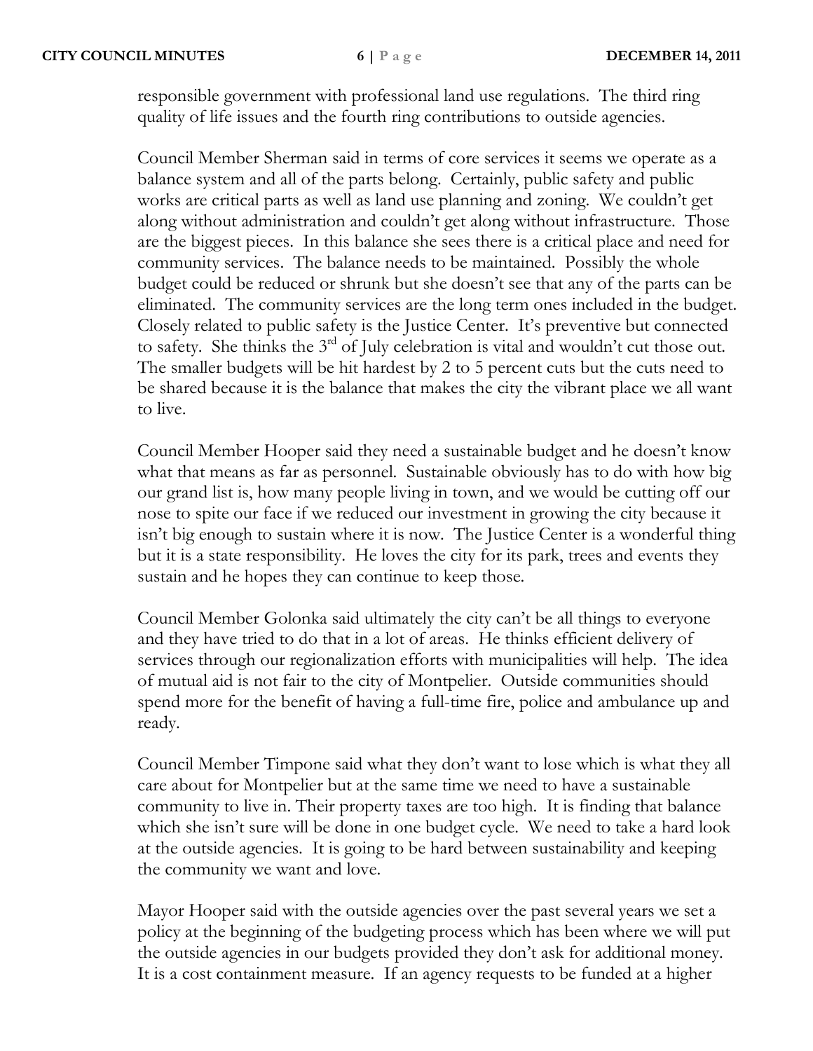responsible government with professional land use regulations. The third ring quality of life issues and the fourth ring contributions to outside agencies.

Council Member Sherman said in terms of core services it seems we operate as a balance system and all of the parts belong. Certainly, public safety and public works are critical parts as well as land use planning and zoning. We couldn't get along without administration and couldn't get along without infrastructure. Those are the biggest pieces. In this balance she sees there is a critical place and need for community services. The balance needs to be maintained. Possibly the whole budget could be reduced or shrunk but she doesn't see that any of the parts can be eliminated. The community services are the long term ones included in the budget. Closely related to public safety is the Justice Center. It's preventive but connected to safety. She thinks the 3rd of July celebration is vital and wouldn't cut those out. The smaller budgets will be hit hardest by 2 to 5 percent cuts but the cuts need to be shared because it is the balance that makes the city the vibrant place we all want to live.

Council Member Hooper said they need a sustainable budget and he doesn't know what that means as far as personnel. Sustainable obviously has to do with how big our grand list is, how many people living in town, and we would be cutting off our nose to spite our face if we reduced our investment in growing the city because it isn't big enough to sustain where it is now. The Justice Center is a wonderful thing but it is a state responsibility. He loves the city for its park, trees and events they sustain and he hopes they can continue to keep those.

Council Member Golonka said ultimately the city can't be all things to everyone and they have tried to do that in a lot of areas. He thinks efficient delivery of services through our regionalization efforts with municipalities will help. The idea of mutual aid is not fair to the city of Montpelier. Outside communities should spend more for the benefit of having a full-time fire, police and ambulance up and ready.

Council Member Timpone said what they don't want to lose which is what they all care about for Montpelier but at the same time we need to have a sustainable community to live in. Their property taxes are too high. It is finding that balance which she isn't sure will be done in one budget cycle. We need to take a hard look at the outside agencies. It is going to be hard between sustainability and keeping the community we want and love.

Mayor Hooper said with the outside agencies over the past several years we set a policy at the beginning of the budgeting process which has been where we will put the outside agencies in our budgets provided they don't ask for additional money. It is a cost containment measure. If an agency requests to be funded at a higher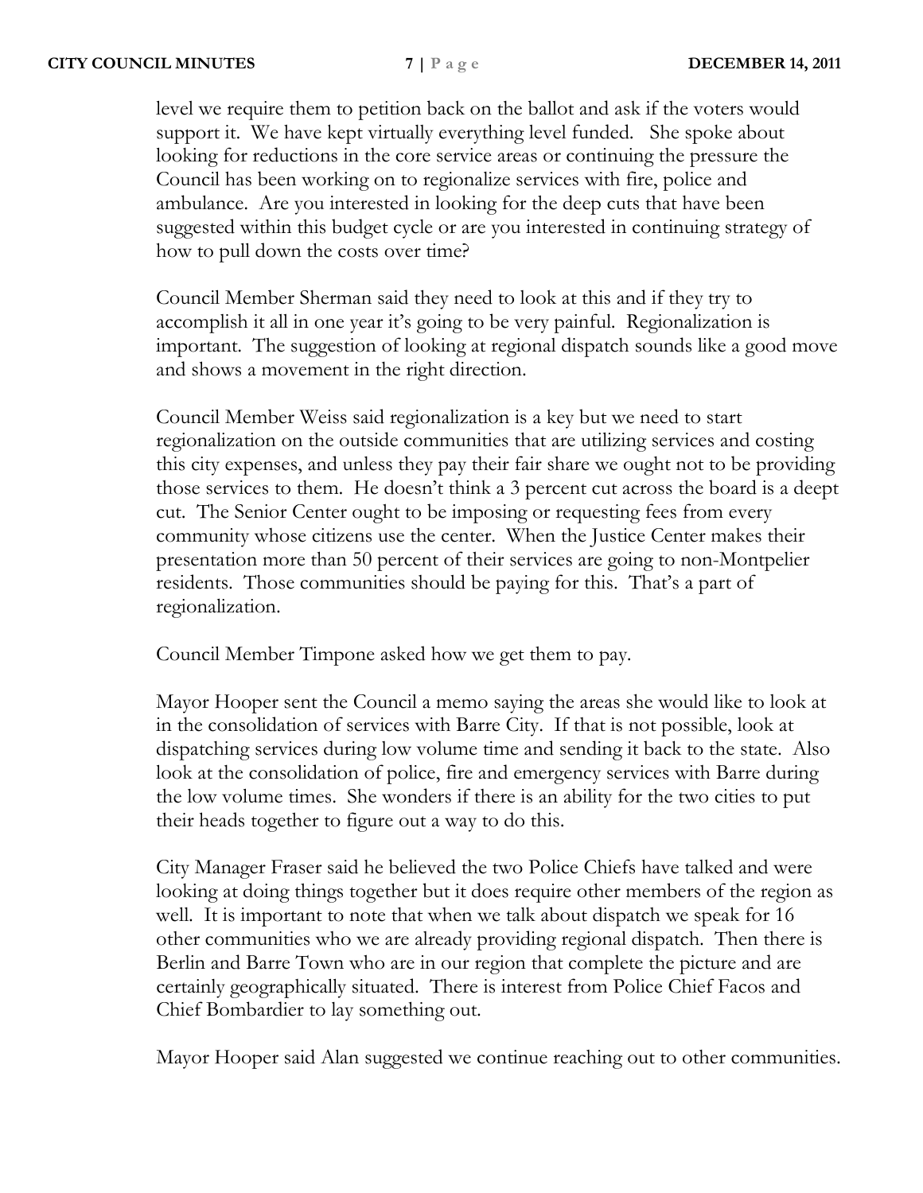level we require them to petition back on the ballot and ask if the voters would support it. We have kept virtually everything level funded. She spoke about looking for reductions in the core service areas or continuing the pressure the Council has been working on to regionalize services with fire, police and ambulance. Are you interested in looking for the deep cuts that have been suggested within this budget cycle or are you interested in continuing strategy of how to pull down the costs over time?

Council Member Sherman said they need to look at this and if they try to accomplish it all in one year it's going to be very painful. Regionalization is important. The suggestion of looking at regional dispatch sounds like a good move and shows a movement in the right direction.

Council Member Weiss said regionalization is a key but we need to start regionalization on the outside communities that are utilizing services and costing this city expenses, and unless they pay their fair share we ought not to be providing those services to them. He doesn't think a 3 percent cut across the board is a deep cut. The Senior Center ought to be imposing or requesting fees from every community whose citizens use the center. When the Justice Center makes their presentation more than 50 percent of their services are going to non-Montpelier residents. Those communities should be paying for this. That's a part of regionalization.

Council Member Timpone asked how we get them to pay.

Mayor Hooper sent the Council a memo saying the areas she would like to look at in the consolidation of services with Barre City. If that is not possible, look at dispatching services during low volume time and sending it back to the state. Also look at the consolidation of police, fire and emergency services with Barre during the low volume times. She wonders if there is an ability for the two cities to put their heads together to figure out a way to do this.

City Manager Fraser said he believed the two Police Chiefs have talked and were looking at doing things together but it does require other members of the region as well. It is important to note that when we talk about dispatch we speak for 16 other communities who we are already providing regional dispatch. Then there is Berlin and Barre Town who are in our region that complete the picture and are certainly geographically situated. There is interest from Police Chief Facos and Chief Bombardier to lay something out.

Mayor Hooper said Alan suggested we continue reaching out to other communities.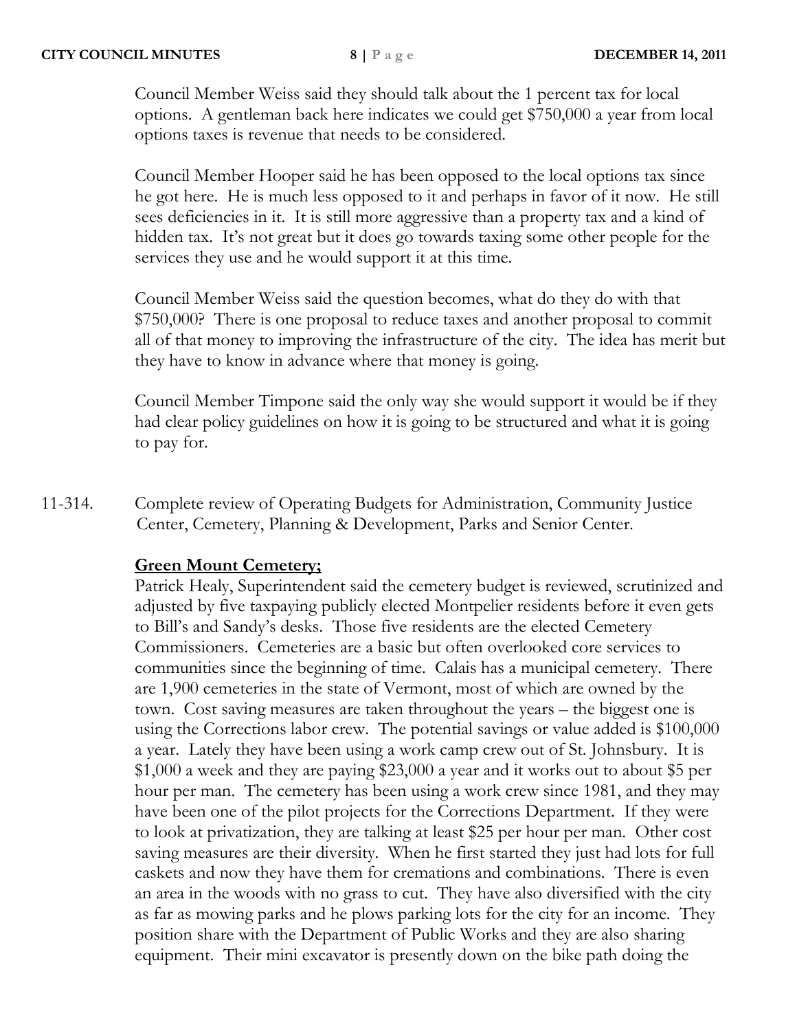Council Member Weiss said they should talk about the 1 percent tax for local options. A gentleman back here indicates we could get $750,000 a year from local options taxes is revenue that needs to be considered.

Council Member Hooper said he has been opposed to the local options tax since he got here. He is much less opposed to it and perhaps in favor of it now. He still sees deficiencies in it. It is still more aggressive than a property tax and a kind of hidden tax. It's not great but it does go towards taxing some other people for the services they use and he would support it at this time.

Council Member Weiss said the question becomes, what do they do with that $750,000? There is one proposal to reduce taxes and another proposal to commit all of that money to improving the infrastructure of the city. The idea has merit but they have to know in advance where that money is going.

Council Member Timpone said the only way she would support it would be if they had clear policy guidelines on how it is going to be structured and what it is going to pay for.

11-314. Complete review of Operating Budgets for Administration, Community Justice Center, Cemetery, Planning & Development, Parks and Senior Center.

**Green Mount Cemetery;**

Patrick Healy, Superintendent said the cemetery budget is reviewed, scrutinized and adjusted by five taxpaying publicly elected Montpelier residents before it even gets to Bill's and Sandy's desks. Those five residents are the elected Cemetery Commissioners. Cemeteries are a basic but often overlooked core services to communities since the beginning of time. Calais has a municipal cemetery. There are 1,900 cemeteries in the state of Vermont, most of which are owned by the town. Cost saving measures are taken throughout the years – the biggest one is using the Corrections labor crew. The potential savings or value added is $100,000 a year. Lately they have been using a work camp crew out of St. Johnsbury. It is $1,000 a week and they are paying $23,000 a year and it works out to about $5 per hour per man. The cemetery has been using a work crew since 1981, and they may have been one of the pilot projects for the Corrections Department. If they were to look at privatization, they are talking at least $25 per hour per man. Other cost saving measures are their diversity. When he first started they just had lots for full caskets and now they have them for cremations and combinations. There is even an area in the woods with no grass to cut. They have also diversified with the city as far as mowing parks and he plows parking lots for the city for an income. They position share with the Department of Public Works and they are also sharing equipment. Their mini excavator is presently down on the bike path doing the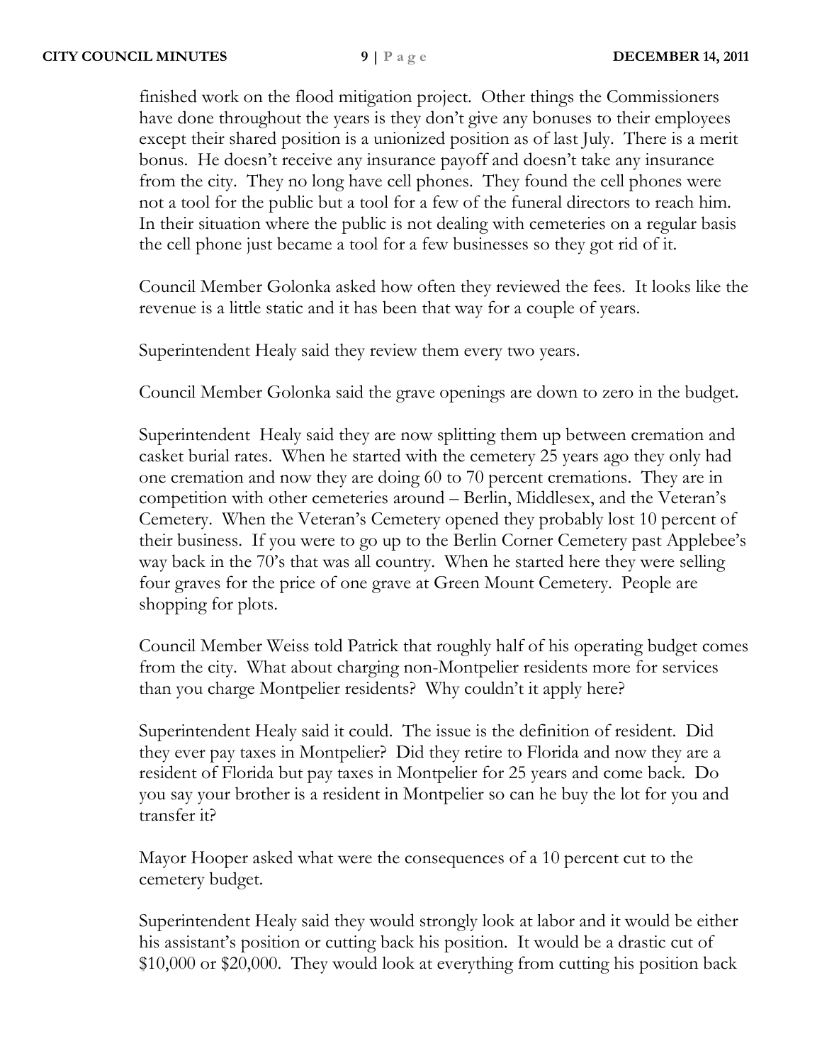finished work on the flood mitigation project. Other things the Commissioners have done throughout the years is they don't give any bonuses to their employees except their shared position is a unionized position as of last July. There is a merit bonus. He doesn't receive any insurance payoff and doesn't take any insurance from the city. They no long have cell phones. They found the cell phones were not a tool for the public but a tool for a few of the funeral directors to reach him. In their situation where the public is not dealing with cemeteries on a regular basis the cell phone just became a tool for a few businesses so they got rid of it.

Council Member Golonka asked how often they reviewed the fees. It looks like the revenue is a little static and it has been that way for a couple of years.

Superintendent Healy said they review them every two years.

Council Member Golonka said the grave openings are down to zero in the budget.

Superintendent Healy said they are now splitting them up between cremation and casket burial rates. When he started with the cemetery 25 years ago they only had one cremation and now they are doing 60 to 70 percent cremations. They are in competition with other cemeteries around – Berlin, Middlesex, and the Veteran's Cemetery. When the Veteran's Cemetery opened they probably lost 10 percent of their business. If you were to go up to the Berlin Corner Cemetery past Applebee's way back in the 70's that was all country. When he started here they were selling four graves for the price of one grave at Green Mount Cemetery. People are shopping for plots.

Council Member Weiss told Patrick that roughly half of his operating budget comes from the city. What about charging non-Montpelier residents more for services than you charge Montpelier residents? Why couldn't it apply here?

Superintendent Healy said it could. The issue is the definition of resident. Did they ever pay taxes in Montpelier? Did they retire to Florida and now they are a resident of Florida but pay taxes in Montpelier for 25 years and come back. Do you say your brother is a resident in Montpelier so can he buy the lot for you and transfer it?

Mayor Hooper asked what were the consequences of a 10 percent cut to the cemetery budget.

Superintendent Healy said they would strongly look at labor and it would be either his assistant's position or cutting back his position. It would be a drastic cut of $10,000 or $20,000. They would look at everything from cutting his position back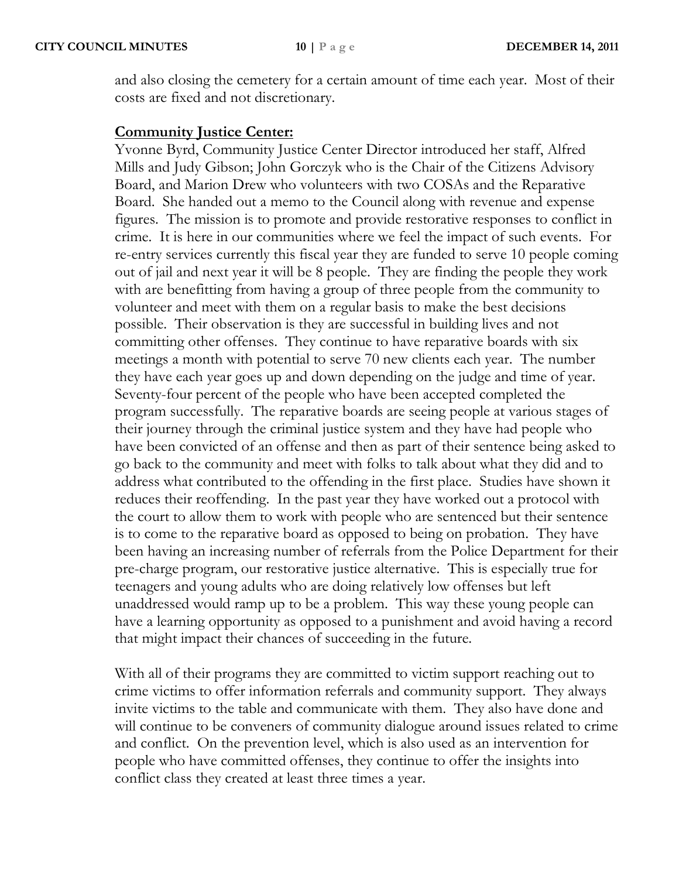and also closing the cemetery for a certain amount of time each year. Most of their costs are fixed and not discretionary.

**Community Justice Center:**

Yvonne Byrd, Community Justice Center Director introduced her staff, Alfred Mills and Judy Gibson; John Gorczyk who is the Chair of the Citizens Advisory Board, and Marion Drew who volunteers with two COSAs and the Reparative Board. She handed out a memo to the Council along with revenue and expense figures. The mission is to promote and provide restorative responses to conflict in crime. It is here in our communities where we feel the impact of such events. For re-entry services currently this fiscal year they are funded to serve 10 people coming out of jail and next year it will be 8 people. They are finding the people they work with are benefitting from having a group of three people from the community to volunteer and meet with them on a regular basis to make the best decisions possible. Their observation is they are successful in building lives and not committing other offenses. They continue to have reparative boards with six meetings a month with potential to serve 70 new clients each year. The number they have each year goes up and down depending on the judge and time of year. Seventy-four percent of the people who have been accepted completed the program successfully. The reparative boards are seeing people at various stages of their journey through the criminal justice system and they have had people who have been convicted of an offense and then as part of their sentence being asked to go back to the community and meet with folks to talk about what they did and to address what contributed to the offending in the first place. Studies have shown it reduces their reoffending. In the past year they have worked out a protocol with the court to allow them to work with people who are sentenced but their sentence is to come to the reparative board as opposed to being on probation. They have been having an increasing number of referrals from the Police Department for their pre-charge program, our restorative justice alternative. This is especially true for teenagers and young adults who are doing relatively low offenses but left unaddressed would ramp up to be a problem. This way these young people can have a learning opportunity as opposed to a punishment and avoid having a record that might impact their chances of succeeding in the future.

With all of their programs they are committed to victim support reaching out to crime victims to offer information referrals and community support. They always invite victims to the table and communicate with them. They also have done and will continue to be conveners of community dialogue around issues related to crime and conflict. On the prevention level, which is also used as an intervention for people who have committed offenses, they continue to offer the insights into conflict class they created at least three times a year.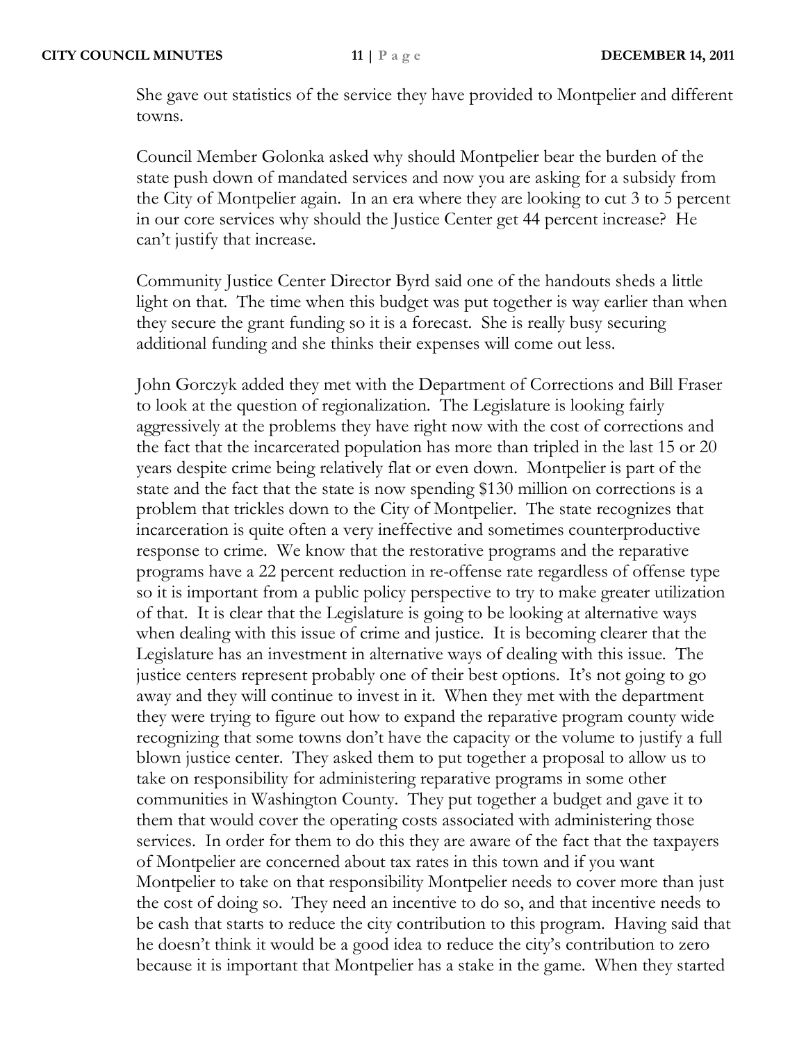She gave out statistics of the service they have provided to Montpelier and different towns.

Council Member Golonka asked why should Montpelier bear the burden of the state push down of mandated services and now you are asking for a subsidy from the City of Montpelier again. In an era where they are looking to cut 3 to 5 percent in our core services why should the Justice Center get 44 percent increase? He can't justify that increase.

Community Justice Center Director Byrd said one of the handouts sheds a little light on that. The time when this budget was put together is way earlier than when they secure the grant funding so it is a forecast. She is really busy securing additional funding and she thinks their expenses will come out less.

John Gorczyk added they met with the Department of Corrections and Bill Fraser to look at the question of regionalization. The Legislature is looking fairly aggressively at the problems they have right now with the cost of corrections and the fact that the incarcerated population has more than tripled in the last 15 or 20 years despite crime being relatively flat or even down. Montpelier is part of the state and the fact that the state is now spending $130 million on corrections is a problem that trickles down to the City of Montpelier. The state recognizes that incarceration is quite often a very ineffective and sometimes counterproductive response to crime. We know that the restorative programs and the reparative programs have a 22 percent reduction in re-offense rate regardless of offense type so it is important from a public policy perspective to try to make greater utilization of that. It is clear that the Legislature is going to be looking at alternative ways when dealing with this issue of crime and justice. It is becoming clearer that the Legislature has an investment in alternative ways of dealing with this issue. The justice centers represent probably one of their best options. It's not going to go away and they will continue to invest in it. When they met with the department they were trying to figure out how to expand the reparative program county wide recognizing that some towns don't have the capacity or the volume to justify a full blown justice center. They asked them to put together a proposal to allow us to take on responsibility for administering reparative programs in some other communities in Washington County. They put together a budget and gave it to them that would cover the operating costs associated with administering those services. In order for them to do this they are aware of the fact that the taxpayers of Montpelier are concerned about tax rates in this town and if you want Montpelier to take on that responsibility Montpelier needs to cover more than just the cost of doing so. They need an incentive to do so, and that incentive needs to be cash that starts to reduce the city contribution to this program. Having said that he doesn't think it would be a good idea to reduce the city's contribution to zero because it is important that Montpelier has a stake in the game. When they started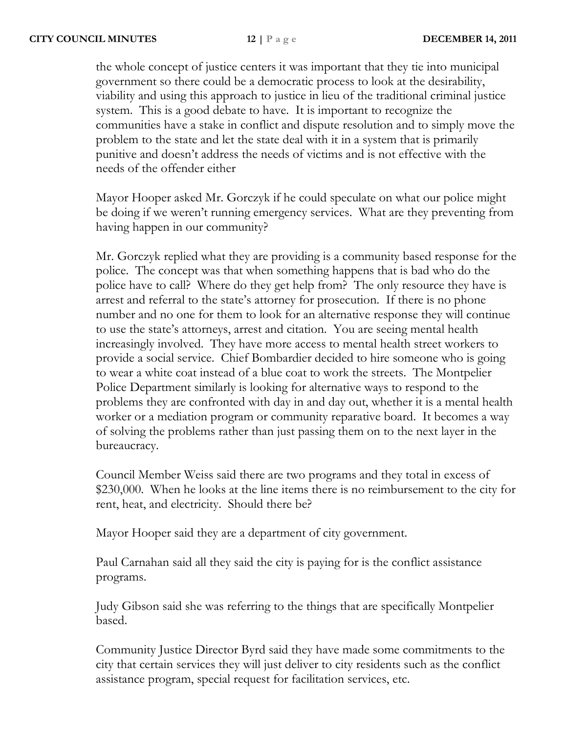the whole concept of justice centers it was important that they tie into municipal government so there could be a democratic process to look at the desirability, viability and using this approach to justice in lieu of the traditional criminal justice system. This is a good debate to have. It is important to recognize the communities have a stake in conflict and dispute resolution and to simply move the problem to the state and let the state deal with it in a system that is primarily punitive and doesn't address the needs of victims and is not effective with the needs of the offender either

Mayor Hooper asked Mr. Gorczyk if he could speculate on what our police might be doing if we weren't running emergency services. What are they preventing from having happen in our community?

Mr. Gorczyk replied what they are providing is a community based response for the police. The concept was that when something happens that is bad who do the police have to call? Where do they get help from? The only resource they have is arrest and referral to the state's attorney for prosecution. If there is no phone number and no one for them to look for an alternative response they will continue to use the state's attorneys, arrest and citation. You are seeing mental health increasingly involved. They have more access to mental health street workers to provide a social service. Chief Bombardier decided to hire someone who is going to wear a white coat instead of a blue coat to work the streets. The Montpelier Police Department similarly is looking for alternative ways to respond to the problems they are confronted with day in and day out, whether it is a mental health worker or a mediation program or community reparative board. It becomes a way of solving the problems rather than just passing them on to the next layer in the bureaucracy.

Council Member Weiss said there are two programs and they total in excess of $230,000. When he looks at the line items there is no reimbursement to the city for rent, heat, and electricity. Should there be?

Mayor Hooper said they are a department of city government.

Paul Carnahan said all they said the city is paying for is the conflict assistance programs.

Judy Gibson said she was referring to the things that are specifically Montpelier based.

Community Justice Director Byrd said they have made some commitments to the city that certain services they will just deliver to city residents such as the conflict assistance program, special request for facilitation services, etc.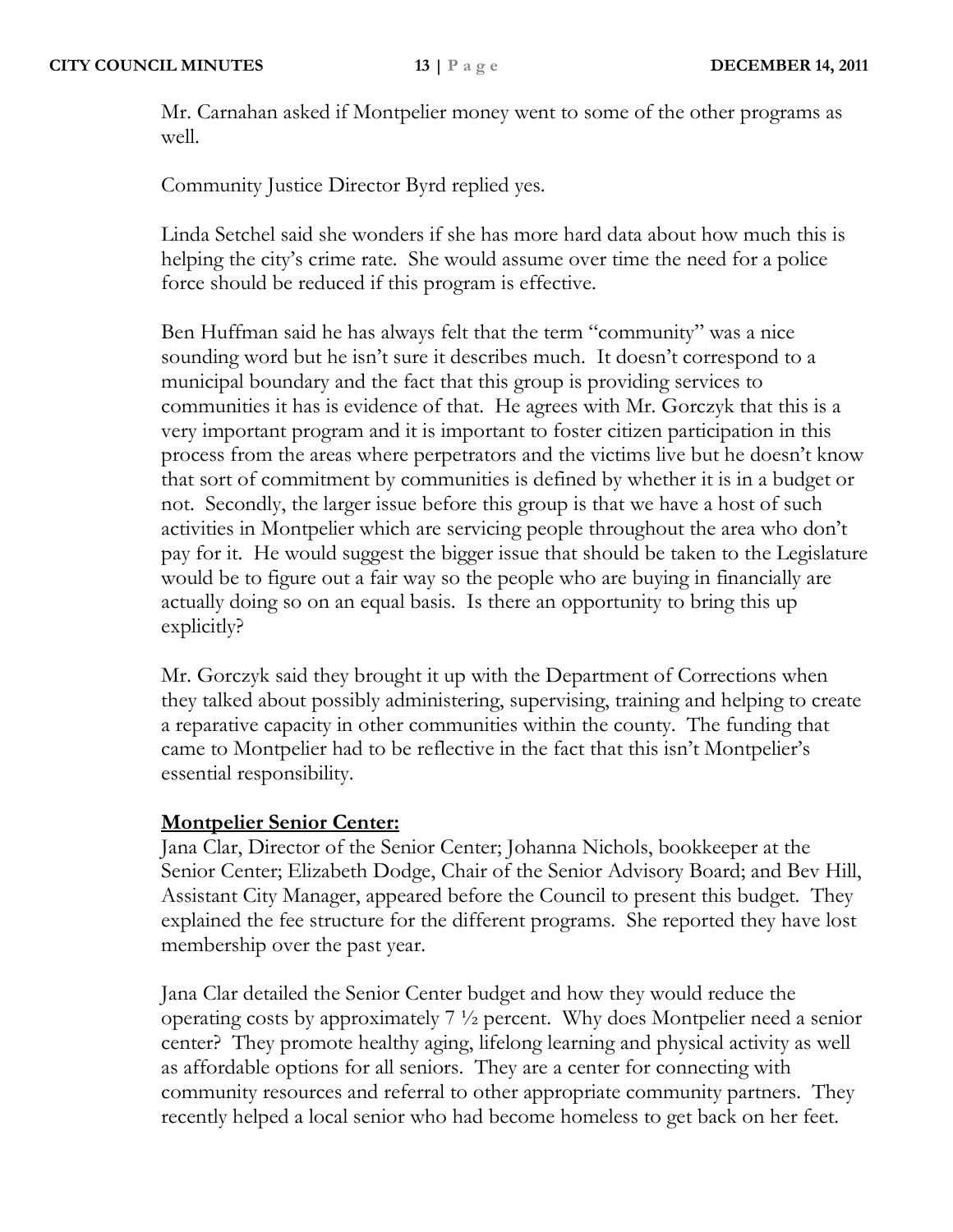Mr. Carnahan asked if Montpelier money went to some of the other programs as well.

Community Justice Director Byrd replied yes.

Linda Setchel said she wonders if she has more hard data about how much this is helping the city's crime rate. She would assume over time the need for a police force should be reduced if this program is effective.

Ben Huffman said he has always felt that the term "community" was a nice sounding word but he isn't sure it describes much. It doesn't correspond to a municipal boundary and the fact that this group is providing services to communities it has is evidence of that. He agrees with Mr. Gorczyk that this is a very important program and it is important to foster citizen participation in this process from the areas where perpetrators and the victims live but he doesn't know that sort of commitment by communities is defined by whether it is in a budget or not. Secondly, the larger issue before this group is that we have a host of such activities in Montpelier which are servicing people throughout the area who don't pay for it. He would suggest the bigger issue that should be taken to the Legislature would be to figure out a fair way so the people who are buying in financially are actually doing so on an equal basis. Is there an opportunity to bring this up explicitly?

Mr. Gorczyk said they brought it up with the Department of Corrections when they talked about possibly administering, supervising, training and helping to create a reparative capacity in other communities within the county. The funding that came to Montpelier had to be reflective in the fact that this isn't Montpelier's essential responsibility.

**Montpelier Senior Center:**

Jana Clar, Director of the Senior Center; Johanna Nichols, bookkeeper at the Senior Center; Elizabeth Dodge, Chair of the Senior Advisory Board; and Bev Hill, Assistant City Manager, appeared before the Council to present this budget. They explained the fee structure for the different programs. She reported they have lost membership over the past year.

Jana Clar detailed the Senior Center budget and how they would reduce the operating costs by approximately 7 ½ percent. Why does Montpelier need a senior center? They promote healthy aging, lifelong learning and physical activity as well as affordable options for all seniors. They are a center for connecting with community resources and referral to other appropriate community partners. They recently helped a local senior who had become homeless to get back on her feet.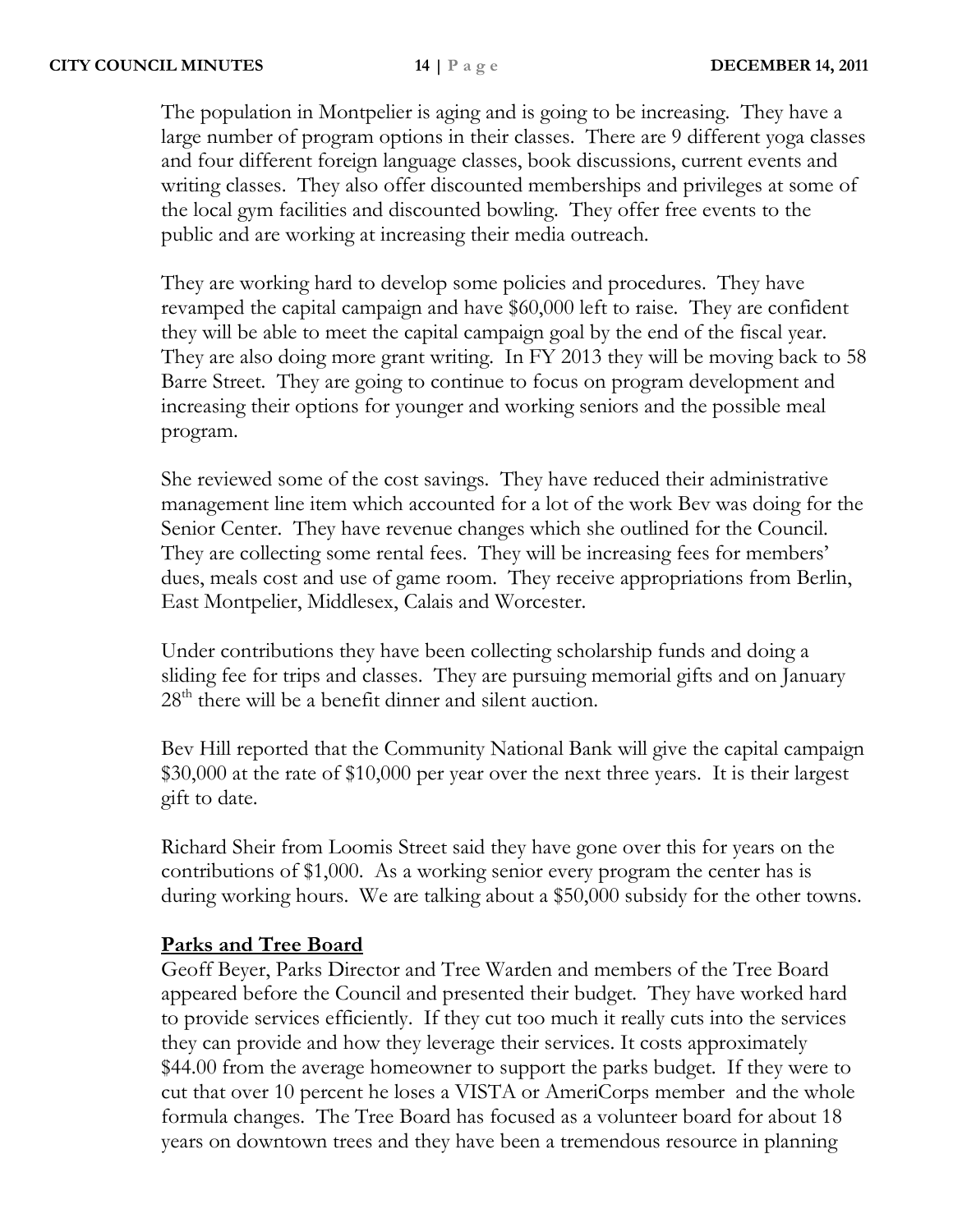The population in Montpelier is aging and is going to be increasing. They have a large number of program options in their classes. There are 9 different yoga classes and four different foreign language classes, book discussions, current events and writing classes. They also offer discounted memberships and privileges at some of the local gym facilities and discounted bowling. They offer free events to the public and are working at increasing their media outreach.

They are working hard to develop some policies and procedures. They have revamped the capital campaign and have $60,000 left to raise. They are confident they will be able to meet the capital campaign goal by the end of the fiscal year. They are also doing more grant writing. In FY 2013 they will be moving back to 58 Barre Street. They are going to continue to focus on program development and increasing their options for younger and working seniors and the possible meal program.

She reviewed some of the cost savings. They have reduced their administrative management line item which accounted for a lot of the work Bev was doing for the Senior Center. They have revenue changes which she outlined for the Council. They are collecting some rental fees. They will be increasing fees for members' dues, meals cost and use of game room. They receive appropriations from Berlin, East Montpelier, Middlesex, Calais and Worcester.

Under contributions they have been collecting scholarship funds and doing a sliding fee for trips and classes. They are pursuing memorial gifts and on January 28th there will be a benefit dinner and silent auction.

Bev Hill reported that the Community National Bank will give the capital campaign $30,000 at the rate of $10,000 per year over the next three years. It is their largest gift to date.

Richard Sheir from Loomis Street said they have gone over this for years on the contributions of $1,000. As a working senior every program the center has is during working hours. We are talking about a $50,000 subsidy for the other towns.

**Parks and Tree Board**

Geoff Beyer, Parks Director and Tree Warden and members of the Tree Board appeared before the Council and presented their budget. They have worked hard to provide services efficiently. If they cut too much it really cuts into the services they can provide and how they leverage their services. It costs approximately $44.00 from the average homeowner to support the parks budget. If they were to cut that over 10 percent he loses a VISTA or AmeriCorps member and the whole formula changes. The Tree Board has focused as a volunteer board for about 18 years on downtown trees and they have been a tremendous resource in planning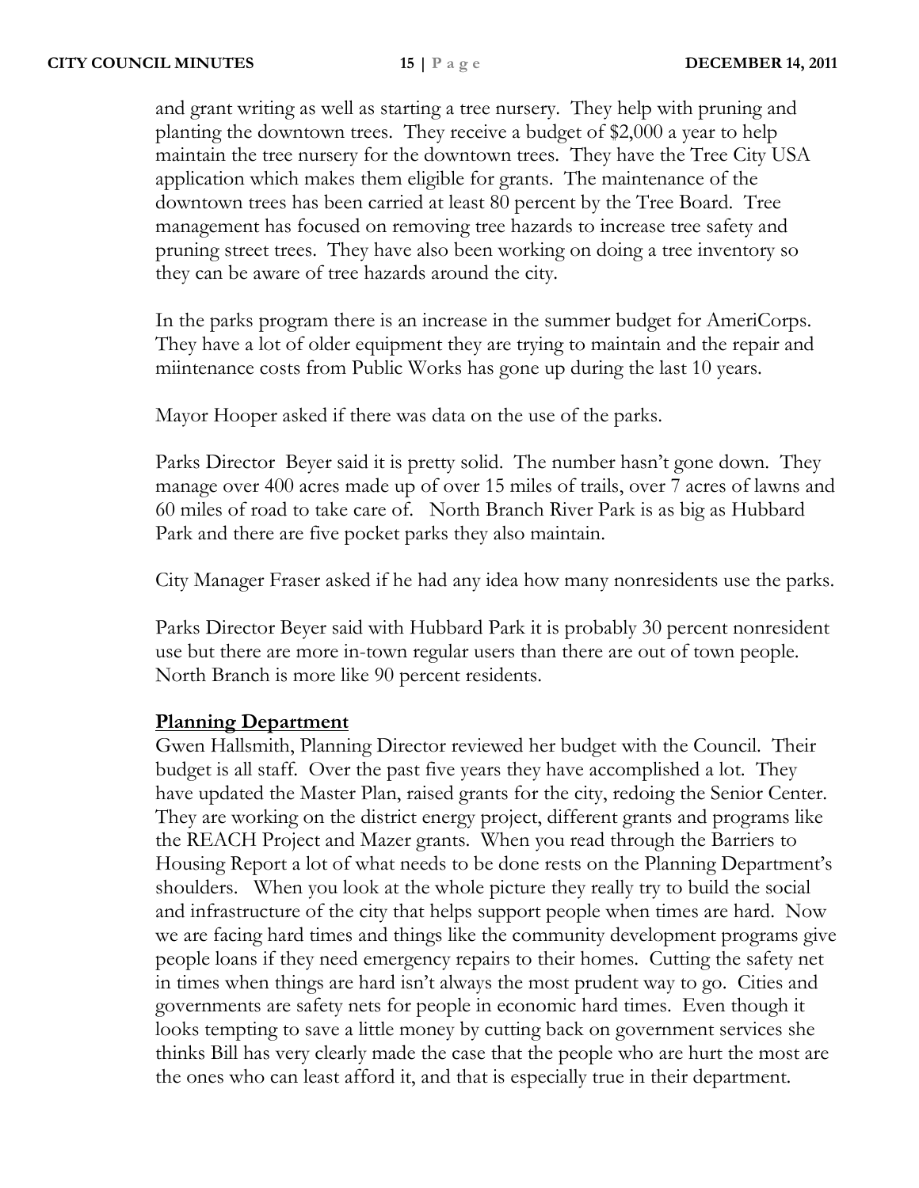and grant writing as well as starting a tree nursery. They help with pruning and planting the downtown trees. They receive a budget of $2,000 a year to help maintain the tree nursery for the downtown trees. They have the Tree City USA application which makes them eligible for grants. The maintenance of the downtown trees has been carried at least 80 percent by the Tree Board. Tree management has focused on removing tree hazards to increase tree safety and pruning street trees. They have also been working on doing a tree inventory so they can be aware of tree hazards around the city.

In the parks program there is an increase in the summer budget for AmeriCorps. They have a lot of older equipment they are trying to maintain and the repair and miintenance costs from Public Works has gone up during the last 10 years.

Mayor Hooper asked if there was data on the use of the parks.

Parks Director Beyer said it is pretty solid. The number hasn't gone down. They manage over 400 acres made up of over 15 miles of trails, over 7 acres of lawns and 60 miles of road to take care of. North Branch River Park is as big as Hubbard Park and there are five pocket parks they also maintain.

City Manager Fraser asked if he had any idea how many nonresidents use the parks.

Parks Director Beyer said with Hubbard Park it is probably 30 percent nonresident use but there are more in-town regular users than there are out of town people. North Branch is more like 90 percent residents.

**Planning Department**

Gwen Hallsmith, Planning Director reviewed her budget with the Council. Their budget is all staff. Over the past five years they have accomplished a lot. They have updated the Master Plan, raised grants for the city, redoing the Senior Center. They are working on the district energy project, different grants and programs like the REACH Project and Mazer grants. When you read through the Barriers to Housing Report a lot of what needs to be done rests on the Planning Department's shoulders. When you look at the whole picture they really try to build the social and infrastructure of the city that helps support people when times are hard. Now we are facing hard times and things like the community development programs give people loans if they need emergency repairs to their homes. Cutting the safety net in times when things are hard isn't always the most prudent way to go. Cities and governments are safety nets for people in economic hard times. Even though it looks tempting to save a little money by cutting back on government services she thinks Bill has very clearly made the case that the people who are hurt the most are the ones who can least afford it, and that is especially true in their department.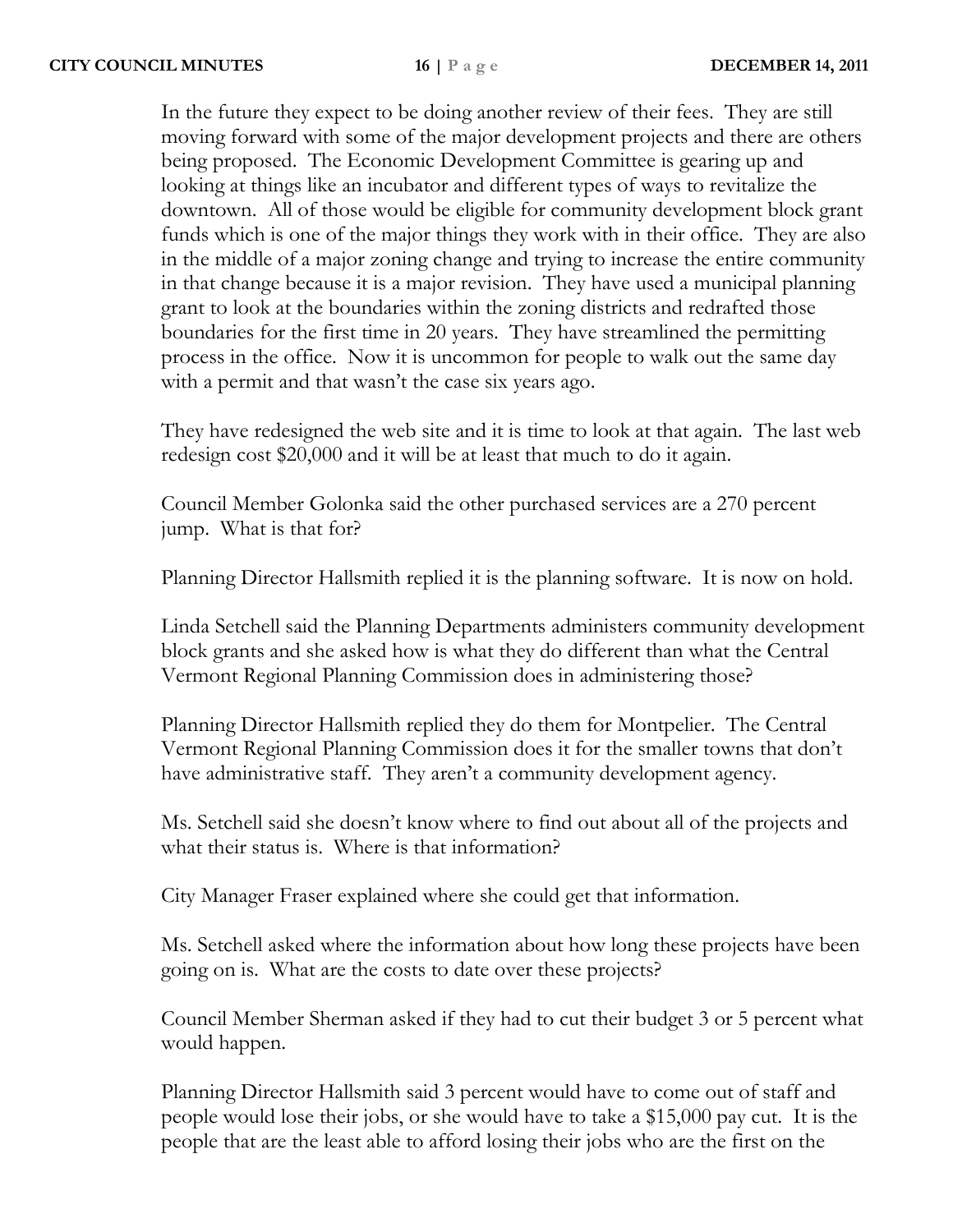In the future they expect to be doing another review of their fees. They are still moving forward with some of the major development projects and there are others being proposed. The Economic Development Committee is gearing up and looking at things like an incubator and different types of ways to revitalize the downtown. All of those would be eligible for community development block grant funds which is one of the major things they work with in their office. They are also in the middle of a major zoning change and trying to increase the entire community in that change because it is a major revision. They have used a municipal planning grant to look at the boundaries within the zoning districts and redrafted those boundaries for the first time in 20 years. They have streamlined the permitting process in the office. Now it is uncommon for people to walk out the same day with a permit and that wasn't the case six years ago.

They have redesigned the web site and it is time to look at that again. The last web redesign cost $20,000 and it will be at least that much to do it again.

Council Member Golonka said the other purchased services are a 270 percent jump. What is that for?

Planning Director Hallsmith replied it is the planning software. It is now on hold.

Linda Setchell said the Planning Departments administers community development block grants and she asked how is what they do different than what the Central Vermont Regional Planning Commission does in administering those?

Planning Director Hallsmith replied they do them for Montpelier. The Central Vermont Regional Planning Commission does it for the smaller towns that don't have administrative staff. They aren't a community development agency.

Ms. Setchell said she doesn't know where to find out about all of the projects and what their status is. Where is that information?

City Manager Fraser explained where she could get that information.

Ms. Setchell asked where the information about how long these projects have been going on is. What are the costs to date over these projects?

Council Member Sherman asked if they had to cut their budget 3 or 5 percent what would happen.

Planning Director Hallsmith said 3 percent would have to come out of staff and people would lose their jobs, or she would have to take a $15,000 pay cut. It is the people that are the least able to afford losing their jobs who are the first on the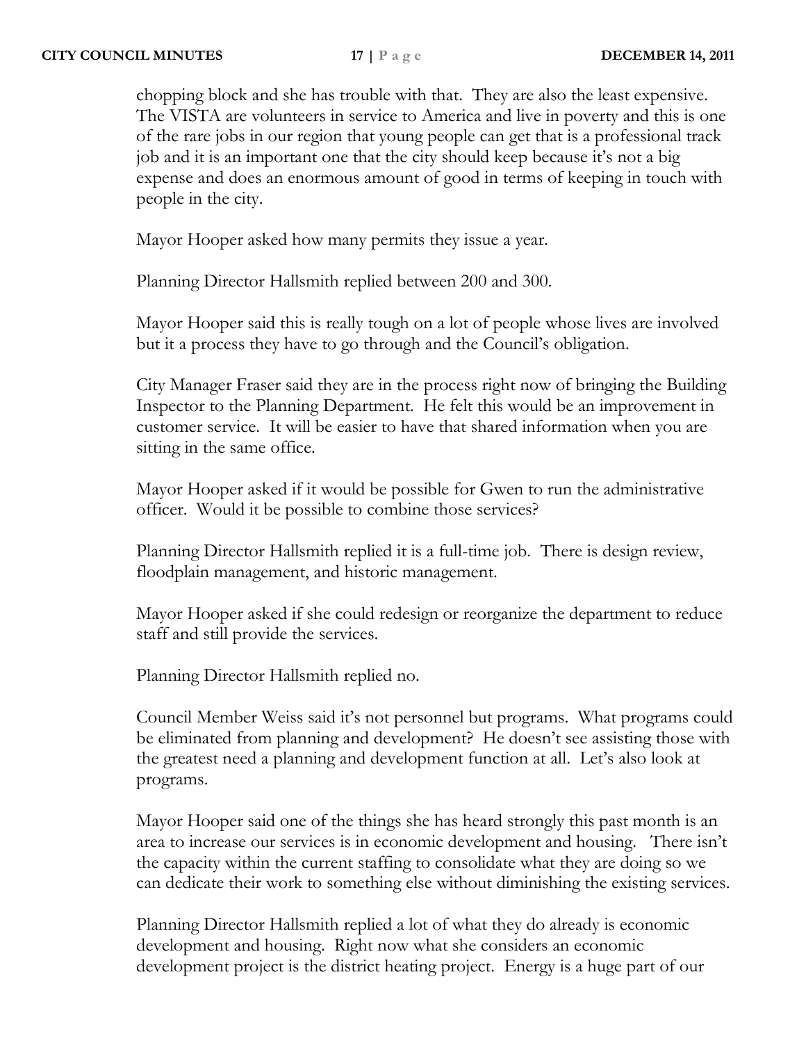chopping block and she has trouble with that. They are also the least expensive. The VISTA are volunteers in service to America and live in poverty and this is one of the rare jobs in our region that young people can get that is a professional track job and it is an important one that the city should keep because it's not a big expense and does an enormous amount of good in terms of keeping in touch with people in the city.

Mayor Hooper asked how many permits they issue a year.

Planning Director Hallsmith replied between 200 and 300.

Mayor Hooper said this is really tough on a lot of people whose lives are involved but it a process they have to go through and the Council's obligation.

City Manager Fraser said they are in the process right now of bringing the Building Inspector to the Planning Department. He felt this would be an improvement in customer service. It will be easier to have that shared information when you are sitting in the same office.

Mayor Hooper asked if it would be possible for Gwen to run the administrative officer. Would it be possible to combine those services?

Planning Director Hallsmith replied it is a full-time job. There is design review, floodplain management, and historic management.

Mayor Hooper asked if she could redesign or reorganize the department to reduce staff and still provide the services.

Planning Director Hallsmith replied no.

Council Member Weiss said it's not personnel but programs. What programs could be eliminated from planning and development? He doesn't see assisting those with the greatest need a planning and development function at all. Let's also look at programs.

Mayor Hooper said one of the things she has heard strongly this past month is an area to increase our services is in economic development and housing. There isn't the capacity within the current staffing to consolidate what they are doing so we can dedicate their work to something else without diminishing the existing services.

Planning Director Hallsmith replied a lot of what they do already is economic development and housing. Right now what she considers an economic development project is the district heating project. Energy is a huge part of our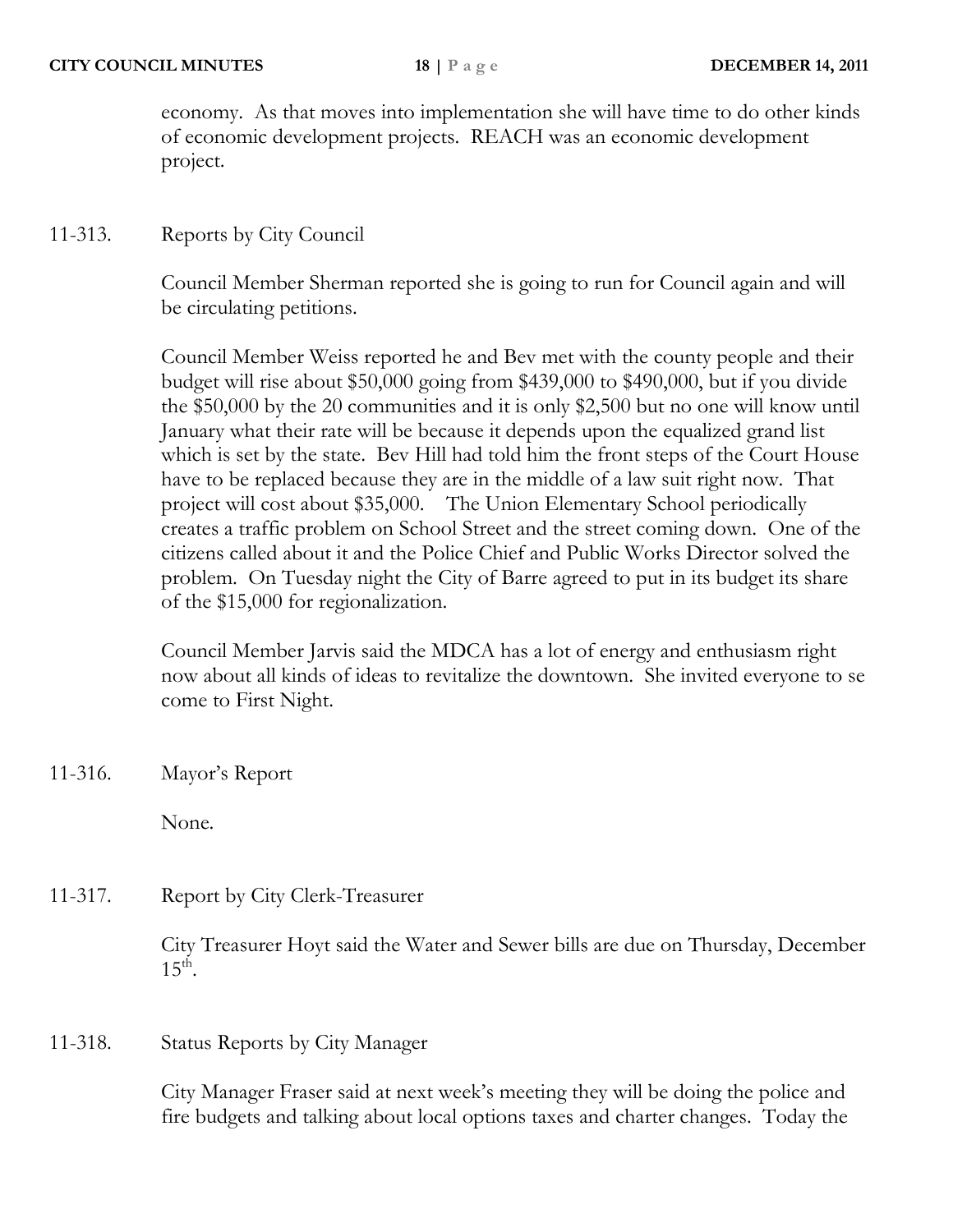economy. As that moves into implementation she will have time to do other kinds of economic development projects. REACH was an economic development project.

11-313. Reports by City Council

Council Member Sherman reported she is going to run for Council again and will be circulating petitions.

Council Member Weiss reported he and Bev met with the county people and their budget will rise about $50,000 going from $439,000 to $490,000, but if you divide the $50,000 by the 20 communities and it is only $2,500 but no one will know until January what their rate will be because it depends upon the equalized grand list which is set by the state. Bev Hill had told him the front steps of the Court House have to be replaced because they are in the middle of a law suit right now. That project will cost about $35,000. The Union Elementary School periodically creates a traffic problem on School Street and the street coming down. One of the citizens called about it and the Police Chief and Public Works Director solved the problem. On Tuesday night the City of Barre agreed to put in its budget its share of the $15,000 for regionalization.

Council Member Jarvis said the MDCA has a lot of energy and enthusiasm right now about all kinds of ideas to revitalize the downtown. She invited everyone to se come to First Night.

11-316. Mayor's Report

None.

11-317. Report by City Clerk-Treasurer

City Treasurer Hoyt said the Water and Sewer bills are due on Thursday, December 15th.

11-318. Status Reports by City Manager

City Manager Fraser said at next week's meeting they will be doing the police and fire budgets and talking about local options taxes and charter changes. Today the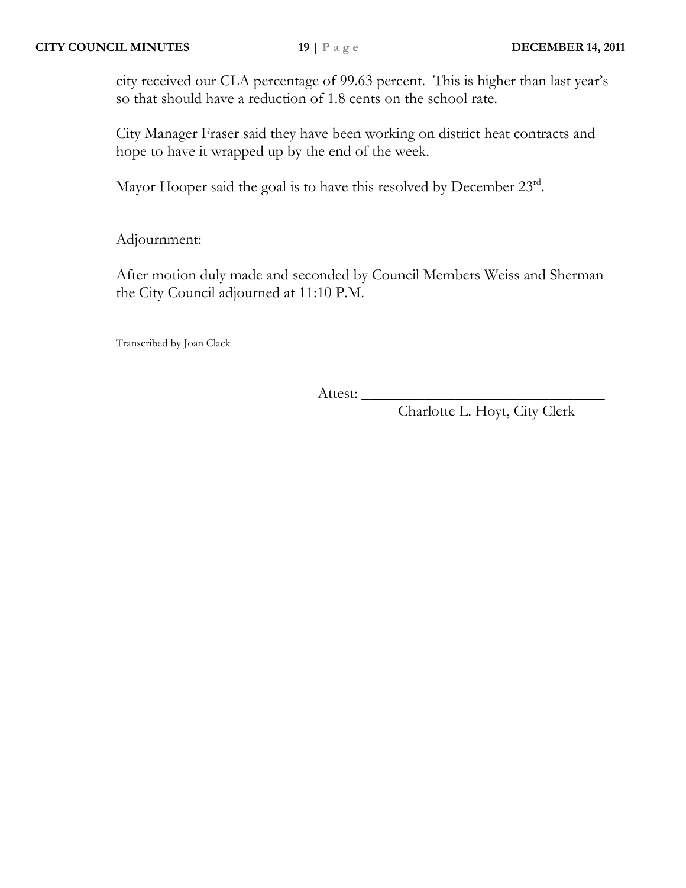city received our CLA percentage of 99.63 percent. This is higher than last year's so that should have a reduction of 1.8 cents on the school rate.

City Manager Fraser said they have been working on district heat contracts and hope to have it wrapped up by the end of the week.

Mayor Hooper said the goal is to have this resolved by December 23rd.

Adjournment:

After motion duly made and seconded by Council Members Weiss and Sherman the City Council adjourned at 11:10 P.M.

Transcribed by Joan Clack

Attest: ________________________________

Charlotte L. Hoyt, City Clerk